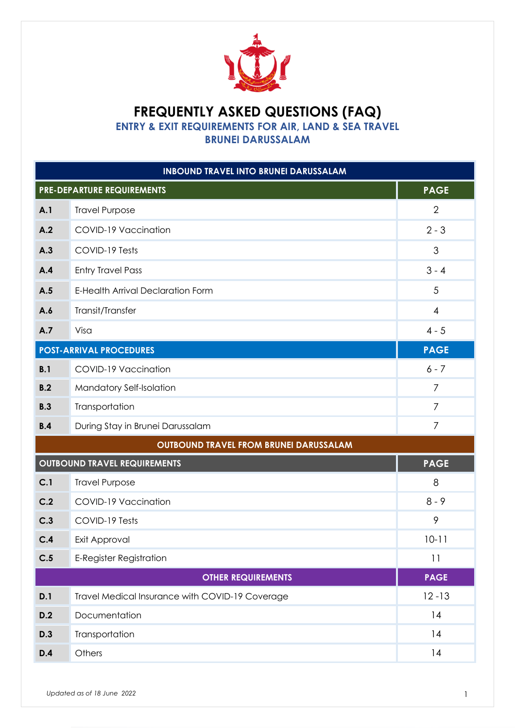# FREQUENTLY ASKED QUESTIONS (FAQ)

## ENTRY & EXIT REQUIREMENTS FOR AIR, LAND & SEA TRAVEL

## BRUNEI DARUSSALAM

| INBOUND TRAVEL INTO BRUNEI DARUSSALAM | | |
|---|---|---|
| **PRE-DEPARTURE REQUIREMENTS** | | **PAGE** |
| **A.1** | Travel Purpose | 2 |
| **A.2** | COVID-19 Vaccination | 2 - 3 |
| **A.3** | COVID-19 Tests | 3 |
| **A.4** | Entry Travel Pass | 3 - 4 |
| **A.5** | E-Health Arrival Declaration Form | 5 |
| **A.6** | Transit/Transfer | 4 |
| **A.7** | Visa | 4 - 5 |
| **POST-ARRIVAL PROCEDURES** | | **PAGE** |
| **B.1** | COVID-19 Vaccination | 6 - 7 |
| **B.2** | Mandatory Self-Isolation | 7 |
| **B.3** | Transportation | 7 |
| **B.4** | During Stay in Brunei Darussalam | 7 |
| **OUTBOUND TRAVEL FROM BRUNEI DARUSSALAM** | | |
| **OUTBOUND TRAVEL REQUIREMENTS** | | **PAGE** |
| **C.1** | Travel Purpose | 8 |
| **C.2** | COVID-19 Vaccination | 8 - 9 |
| **C.3** | COVID-19 Tests | 9 |
| **C.4** | Exit Approval | 10-11 |
| **C.5** | E-Register Registration | 11 |
| **OTHER REQUIREMENTS** | | **PAGE** |
| **D.1** | Travel Medical Insurance with COVID-19 Coverage | 12 -13 |
| **D.2** | Documentation | 14 |
| **D.3** | Transportation | 14 |
| **D.4** | Others | 14 |

*Updated as of 18 June 2022*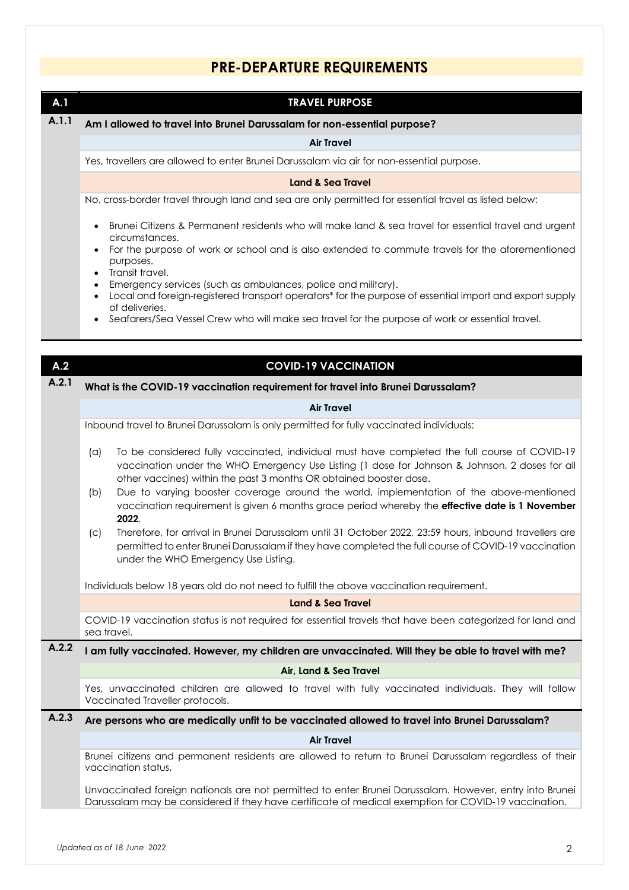# PRE-DEPARTURE REQUIREMENTS

## A.1 TRAVEL PURPOSE

### A.1.1 Am I allowed to travel into Brunei Darussalam for non-essential purpose?

**Air Travel**

Yes, travellers are allowed to enter Brunei Darussalam via air for non-essential purpose.

**Land & Sea Travel**

No, cross-border travel through land and sea are only permitted for essential travel as listed below:

- Brunei Citizens & Permanent residents who will make land & sea travel for essential travel and urgent circumstances.
- For the purpose of work or school and is also extended to commute travels for the aforementioned purposes.
- Transit travel.
- Emergency services (such as ambulances, police and military).
- Local and foreign-registered transport operators* for the purpose of essential import and export supply of deliveries.
- Seafarers/Sea Vessel Crew who will make sea travel for the purpose of work or essential travel.

## A.2 COVID-19 VACCINATION

### A.2.1 What is the COVID-19 vaccination requirement for travel into Brunei Darussalam?

**Air Travel**

Inbound travel to Brunei Darussalam is only permitted for fully vaccinated individuals:

(a) To be considered fully vaccinated, individual must have completed the full course of COVID-19 vaccination under the WHO Emergency Use Listing (1 dose for Johnson & Johnson, 2 doses for all other vaccines) within the past 3 months OR obtained booster dose.

(b) Due to varying booster coverage around the world, implementation of the above-mentioned vaccination requirement is given 6 months grace period whereby the **effective date is 1 November 2022**.

(c) Therefore, for arrival in Brunei Darussalam until 31 October 2022, 23:59 hours, inbound travellers are permitted to enter Brunei Darussalam if they have completed the full course of COVID-19 vaccination under the WHO Emergency Use Listing.

Individuals below 18 years old do not need to fulfill the above vaccination requirement.

**Land & Sea Travel**

COVID-19 vaccination status is not required for essential travels that have been categorized for land and sea travel.

### A.2.2 I am fully vaccinated. However, my children are unvaccinated. Will they be able to travel with me?

**Air, Land & Sea Travel**

Yes, unvaccinated children are allowed to travel with fully vaccinated individuals. They will follow Vaccinated Traveller protocols.

### A.2.3 Are persons who are medically unfit to be vaccinated allowed to travel into Brunei Darussalam?

**Air Travel**

Brunei citizens and permanent residents are allowed to return to Brunei Darussalam regardless of their vaccination status.

Unvaccinated foreign nationals are not permitted to enter Brunei Darussalam. However, entry into Brunei Darussalam may be considered if they have certificate of medical exemption for COVID-19 vaccination.

*Updated as of 18 June 2022*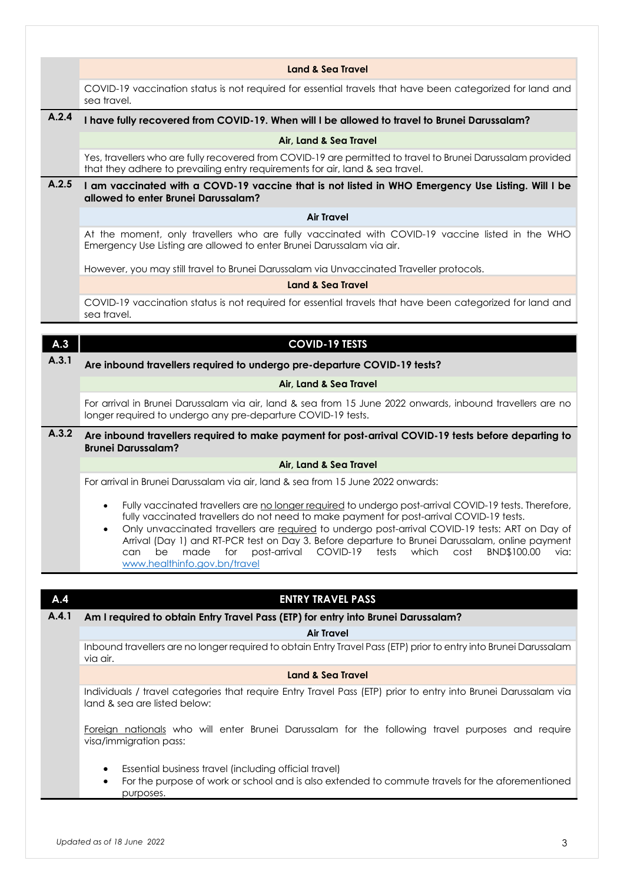**Land & Sea Travel**

COVID-19 vaccination status is not required for essential travels that have been categorized for land and sea travel.

### A.2.4 I have fully recovered from COVID-19. When will I be allowed to travel to Brunei Darussalam?

**Air, Land & Sea Travel**

Yes, travellers who are fully recovered from COVID-19 are permitted to travel to Brunei Darussalam provided that they adhere to prevailing entry requirements for air, land & sea travel.

### A.2.5 I am vaccinated with a COVD-19 vaccine that is not listed in WHO Emergency Use Listing. Will I be allowed to enter Brunei Darussalam?

**Air Travel**

At the moment, only travellers who are fully vaccinated with COVID-19 vaccine listed in the WHO Emergency Use Listing are allowed to enter Brunei Darussalam via air.

However, you may still travel to Brunei Darussalam via Unvaccinated Traveller protocols.

**Land & Sea Travel**

COVID-19 vaccination status is not required for essential travels that have been categorized for land and sea travel.

## A.3 COVID-19 TESTS

### A.3.1 Are inbound travellers required to undergo pre-departure COVID-19 tests?

**Air, Land & Sea Travel**

For arrival in Brunei Darussalam via air, land & sea from 15 June 2022 onwards, inbound travellers are no longer required to undergo any pre-departure COVID-19 tests.

### A.3.2 Are inbound travellers required to make payment for post-arrival COVID-19 tests before departing to Brunei Darussalam?

**Air, Land & Sea Travel**

For arrival in Brunei Darussalam via air, land & sea from 15 June 2022 onwards:

- Fully vaccinated travellers are <u>no longer required</u> to undergo post-arrival COVID-19 tests. Therefore, fully vaccinated travellers do not need to make payment for post-arrival COVID-19 tests.
- Only unvaccinated travellers are <u>required</u> to undergo post-arrival COVID-19 tests: ART on Day of Arrival (Day 1) and RT-PCR test on Day 3. Before departure to Brunei Darussalam, online payment can be made for post-arrival COVID-19 tests which cost BND$100.00 via: www.healthinfo.gov.bn/travel

## A.4 ENTRY TRAVEL PASS

### A.4.1 Am I required to obtain Entry Travel Pass (ETP) for entry into Brunei Darussalam?

**Air Travel**

Inbound travellers are no longer required to obtain Entry Travel Pass (ETP) prior to entry into Brunei Darussalam via air.

**Land & Sea Travel**

Individuals / travel categories that require Entry Travel Pass (ETP) prior to entry into Brunei Darussalam via land & sea are listed below:

<u>Foreign nationals</u> who will enter Brunei Darussalam for the following travel purposes and require visa/immigration pass:

- Essential business travel (including official travel)
- For the purpose of work or school and is also extended to commute travels for the aforementioned purposes.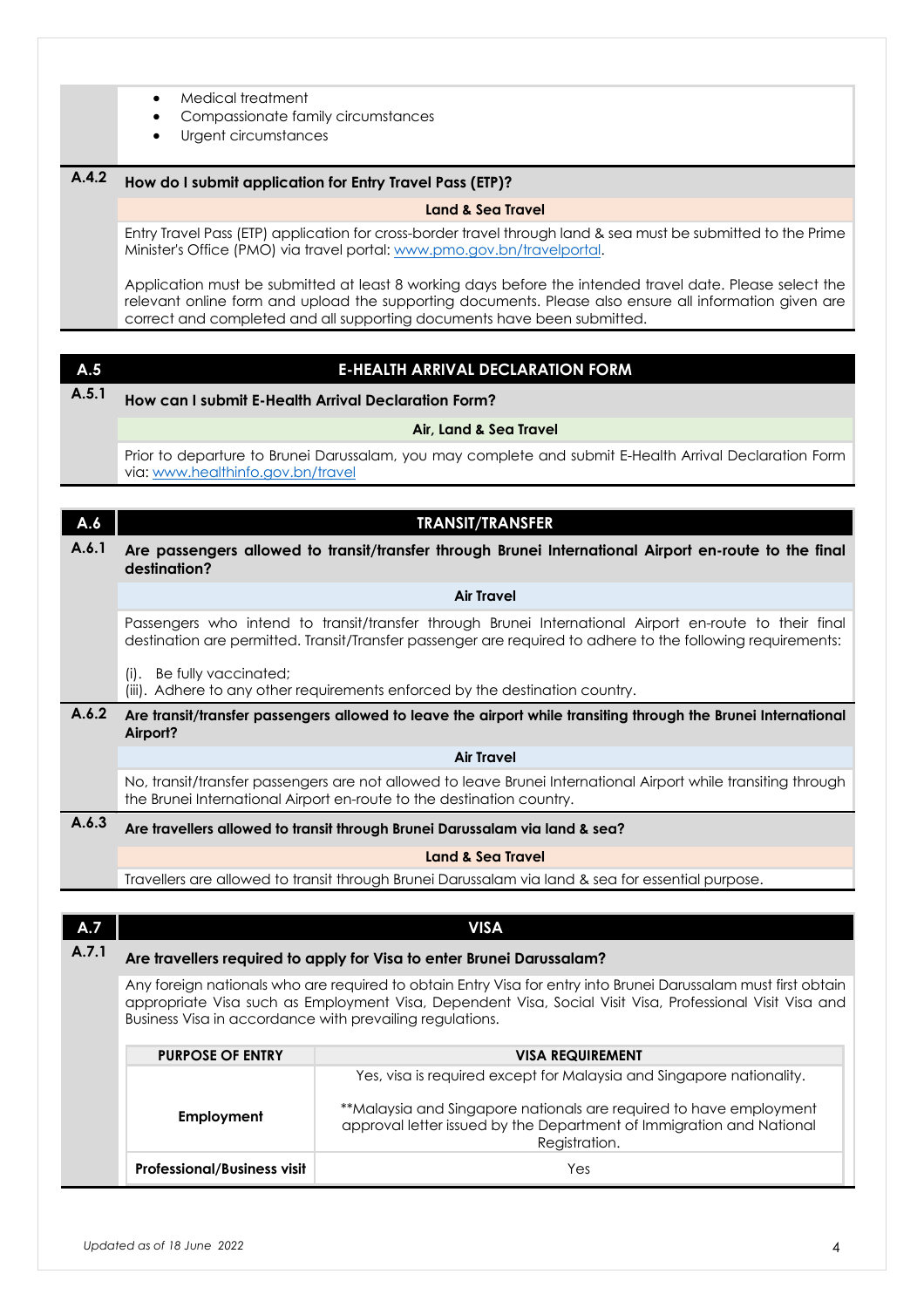- Medical treatment
- Compassionate family circumstances
- Urgent circumstances

### A.4.2 How do I submit application for Entry Travel Pass (ETP)?

**Land & Sea Travel**

Entry Travel Pass (ETP) application for cross-border travel through land & sea must be submitted to the Prime Minister's Office (PMO) via travel portal: www.pmo.gov.bn/travelportal.

Application must be submitted at least 8 working days before the intended travel date. Please select the relevant online form and upload the supporting documents. Please also ensure all information given are correct and completed and all supporting documents have been submitted.

## A.5 E-HEALTH ARRIVAL DECLARATION FORM

### A.5.1 How can I submit E-Health Arrival Declaration Form?

**Air, Land & Sea Travel**

Prior to departure to Brunei Darussalam, you may complete and submit E-Health Arrival Declaration Form via: www.healthinfo.gov.bn/travel

## A.6 TRANSIT/TRANSFER

### A.6.1 Are passengers allowed to transit/transfer through Brunei International Airport en-route to the final destination?

**Air Travel**

Passengers who intend to transit/transfer through Brunei International Airport en-route to their final destination are permitted. Transit/Transfer passenger are required to adhere to the following requirements:

(i). Be fully vaccinated;
(iii). Adhere to any other requirements enforced by the destination country.

### A.6.2 Are transit/transfer passengers allowed to leave the airport while transiting through the Brunei International Airport?

**Air Travel**

No, transit/transfer passengers are not allowed to leave Brunei International Airport while transiting through the Brunei International Airport en-route to the destination country.

### A.6.3 Are travellers allowed to transit through Brunei Darussalam via land & sea?

**Land & Sea Travel**

Travellers are allowed to transit through Brunei Darussalam via land & sea for essential purpose.

## A.7 VISA

### A.7.1 Are travellers required to apply for Visa to enter Brunei Darussalam?

Any foreign nationals who are required to obtain Entry Visa for entry into Brunei Darussalam must first obtain appropriate Visa such as Employment Visa, Dependent Visa, Social Visit Visa, Professional Visit Visa and Business Visa in accordance with prevailing regulations.

| PURPOSE OF ENTRY | VISA REQUIREMENT |
|---|---|
| **Employment** | Yes, visa is required except for Malaysia and Singapore nationality.<br><br>**Malaysia and Singapore nationals are required to have employment approval letter issued by the Department of Immigration and National Registration. |
| **Professional/Business visit** | Yes |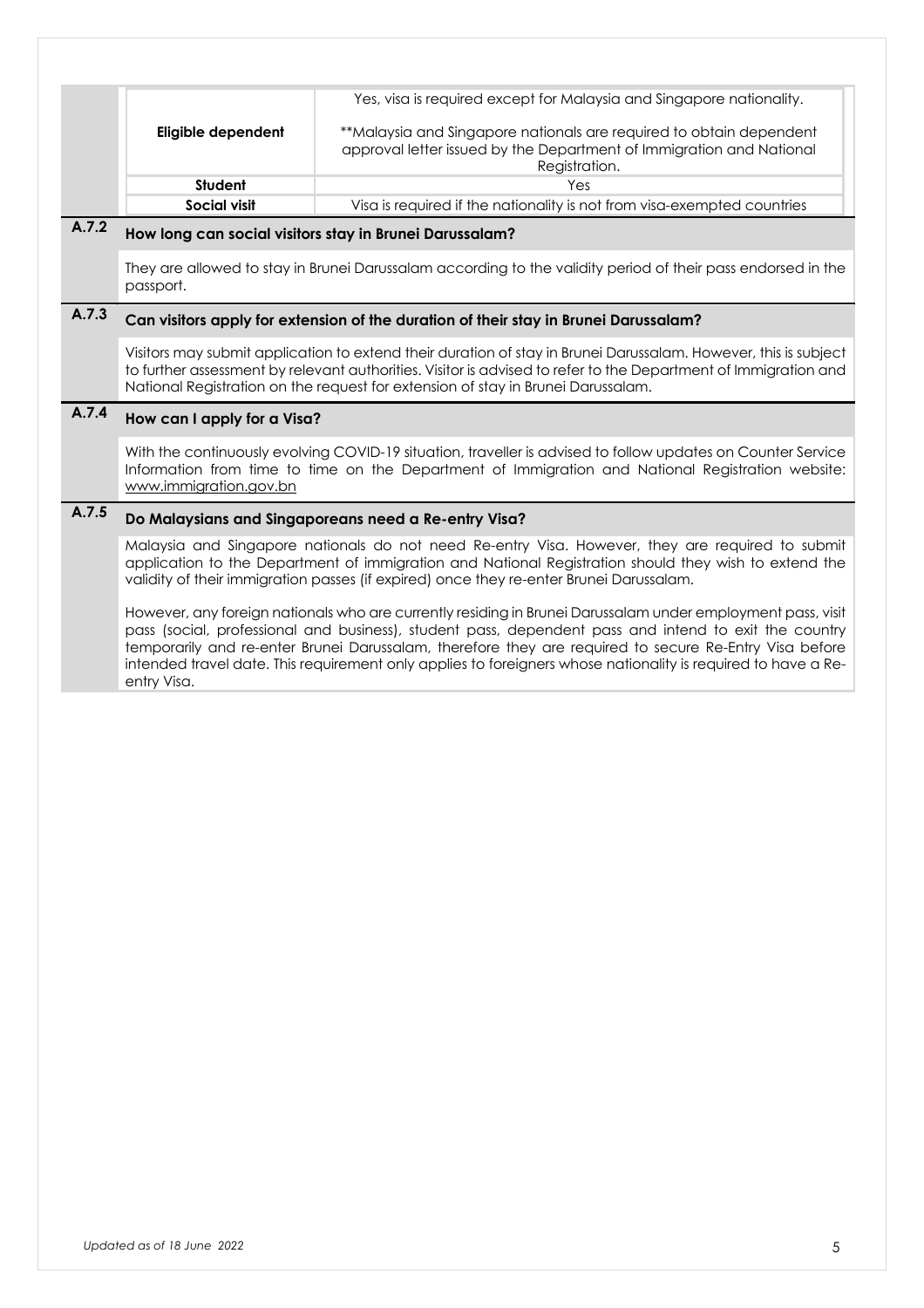| | |
|---|---|
| **Eligible dependent** | Yes, visa is required except for Malaysia and Singapore nationality.<br><br>**Malaysia and Singapore nationals are required to obtain dependent approval letter issued by the Department of Immigration and National Registration. |
| **Student** | Yes |
| **Social visit** | Visa is required if the nationality is not from visa-exempted countries |

### A.7.2 How long can social visitors stay in Brunei Darussalam?

They are allowed to stay in Brunei Darussalam according to the validity period of their pass endorsed in the passport.

### A.7.3 Can visitors apply for extension of the duration of their stay in Brunei Darussalam?

Visitors may submit application to extend their duration of stay in Brunei Darussalam. However, this is subject to further assessment by relevant authorities. Visitor is advised to refer to the Department of Immigration and National Registration on the request for extension of stay in Brunei Darussalam.

### A.7.4 How can I apply for a Visa?

With the continuously evolving COVID-19 situation, traveller is advised to follow updates on Counter Service Information from time to time on the Department of Immigration and National Registration website: www.immigration.gov.bn

### A.7.5 Do Malaysians and Singaporeans need a Re-entry Visa?

Malaysia and Singapore nationals do not need Re-entry Visa. However, they are required to submit application to the Department of immigration and National Registration should they wish to extend the validity of their immigration passes (if expired) once they re-enter Brunei Darussalam.

However, any foreign nationals who are currently residing in Brunei Darussalam under employment pass, visit pass (social, professional and business), student pass, dependent pass and intend to exit the country temporarily and re-enter Brunei Darussalam, therefore they are required to secure Re-Entry Visa before intended travel date. This requirement only applies to foreigners whose nationality is required to have a Re-entry Visa.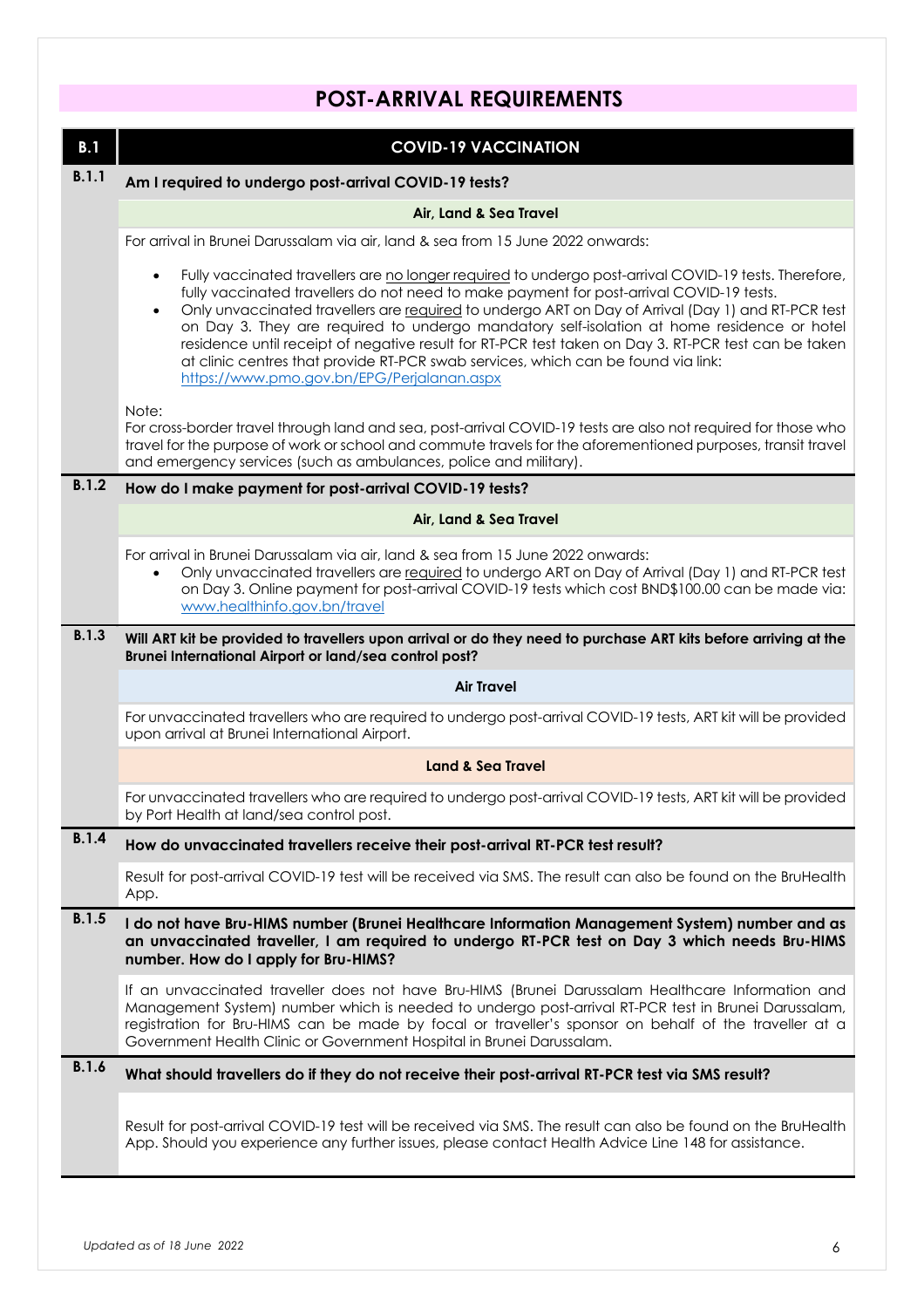# POST-ARRIVAL REQUIREMENTS

## B.1 COVID-19 VACCINATION

### B.1.1 Am I required to undergo post-arrival COVID-19 tests?

**Air, Land & Sea Travel**

For arrival in Brunei Darussalam via air, land & sea from 15 June 2022 onwards:

- Fully vaccinated travellers are no longer required to undergo post-arrival COVID-19 tests. Therefore, fully vaccinated travellers do not need to make payment for post-arrival COVID-19 tests.
- Only unvaccinated travellers are required to undergo ART on Day of Arrival (Day 1) and RT-PCR test on Day 3. They are required to undergo mandatory self-isolation at home residence or hotel residence until receipt of negative result for RT-PCR test taken on Day 3. RT-PCR test can be taken at clinic centres that provide RT-PCR swab services, which can be found via link: https://www.pmo.gov.bn/EPG/Perjalanan.aspx

Note:
For cross-border travel through land and sea, post-arrival COVID-19 tests are also not required for those who travel for the purpose of work or school and commute travels for the aforementioned purposes, transit travel and emergency services (such as ambulances, police and military).

### B.1.2 How do I make payment for post-arrival COVID-19 tests?

**Air, Land & Sea Travel**

For arrival in Brunei Darussalam via air, land & sea from 15 June 2022 onwards:

- Only unvaccinated travellers are required to undergo ART on Day of Arrival (Day 1) and RT-PCR test on Day 3. Online payment for post-arrival COVID-19 tests which cost BND$100.00 can be made via: www.healthinfo.gov.bn/travel

### B.1.3 Will ART kit be provided to travellers upon arrival or do they need to purchase ART kits before arriving at the Brunei International Airport or land/sea control post?

**Air Travel**

For unvaccinated travellers who are required to undergo post-arrival COVID-19 tests, ART kit will be provided upon arrival at Brunei International Airport.

**Land & Sea Travel**

For unvaccinated travellers who are required to undergo post-arrival COVID-19 tests, ART kit will be provided by Port Health at land/sea control post.

### B.1.4 How do unvaccinated travellers receive their post-arrival RT-PCR test result?

Result for post-arrival COVID-19 test will be received via SMS. The result can also be found on the BruHealth App.

### B.1.5 I do not have Bru-HIMS number (Brunei Healthcare Information Management System) number and as an unvaccinated traveller, I am required to undergo RT-PCR test on Day 3 which needs Bru-HIMS number. How do I apply for Bru-HIMS?

If an unvaccinated traveller does not have Bru-HIMS (Brunei Darussalam Healthcare Information and Management System) number which is needed to undergo post-arrival RT-PCR test in Brunei Darussalam, registration for Bru-HIMS can be made by focal or traveller's sponsor on behalf of the traveller at a Government Health Clinic or Government Hospital in Brunei Darussalam.

### B.1.6 What should travellers do if they do not receive their post-arrival RT-PCR test via SMS result?

Result for post-arrival COVID-19 test will be received via SMS. The result can also be found on the BruHealth App. Should you experience any further issues, please contact Health Advice Line 148 for assistance.

*Updated as of 18 June 2022*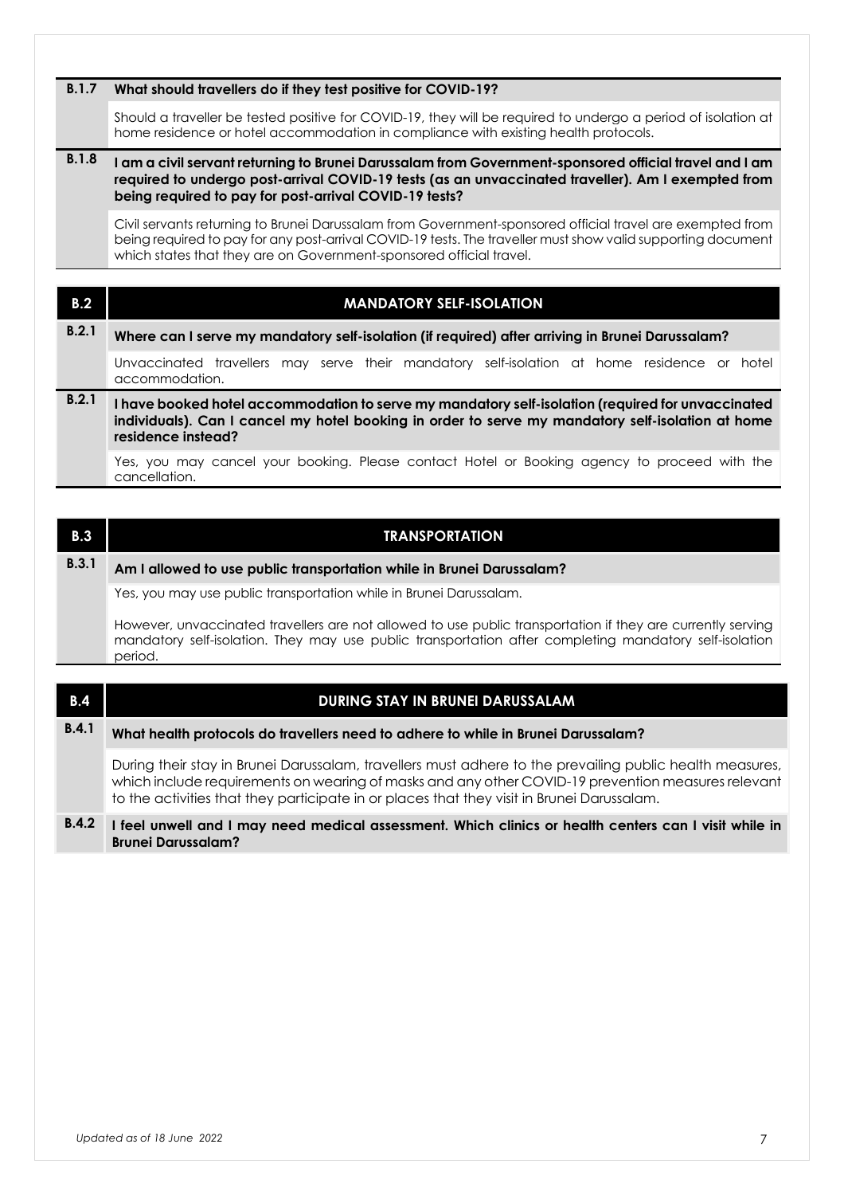**B.1.7 What should travellers do if they test positive for COVID-19?**

Should a traveller be tested positive for COVID-19, they will be required to undergo a period of isolation at home residence or hotel accommodation in compliance with existing health protocols.

**B.1.8 I am a civil servant returning to Brunei Darussalam from Government-sponsored official travel and I am required to undergo post-arrival COVID-19 tests (as an unvaccinated traveller). Am I exempted from being required to pay for post-arrival COVID-19 tests?**

Civil servants returning to Brunei Darussalam from Government-sponsored official travel are exempted from being required to pay for any post-arrival COVID-19 tests. The traveller must show valid supporting document which states that they are on Government-sponsored official travel.

## B.2 MANDATORY SELF-ISOLATION

**B.2.1 Where can I serve my mandatory self-isolation (if required) after arriving in Brunei Darussalam?**

Unvaccinated travellers may serve their mandatory self-isolation at home residence or hotel accommodation.

**B.2.1 I have booked hotel accommodation to serve my mandatory self-isolation (required for unvaccinated individuals). Can I cancel my hotel booking in order to serve my mandatory self-isolation at home residence instead?**

Yes, you may cancel your booking. Please contact Hotel or Booking agency to proceed with the cancellation.

## B.3 TRANSPORTATION

**B.3.1 Am I allowed to use public transportation while in Brunei Darussalam?**

Yes, you may use public transportation while in Brunei Darussalam.

However, unvaccinated travellers are not allowed to use public transportation if they are currently serving mandatory self-isolation. They may use public transportation after completing mandatory self-isolation period.

## B.4 DURING STAY IN BRUNEI DARUSSALAM

**B.4.1 What health protocols do travellers need to adhere to while in Brunei Darussalam?**

During their stay in Brunei Darussalam, travellers must adhere to the prevailing public health measures, which include requirements on wearing of masks and any other COVID-19 prevention measures relevant to the activities that they participate in or places that they visit in Brunei Darussalam.

**B.4.2 I feel unwell and I may need medical assessment. Which clinics or health centers can I visit while in Brunei Darussalam?**

*Updated as of 18 June 2022*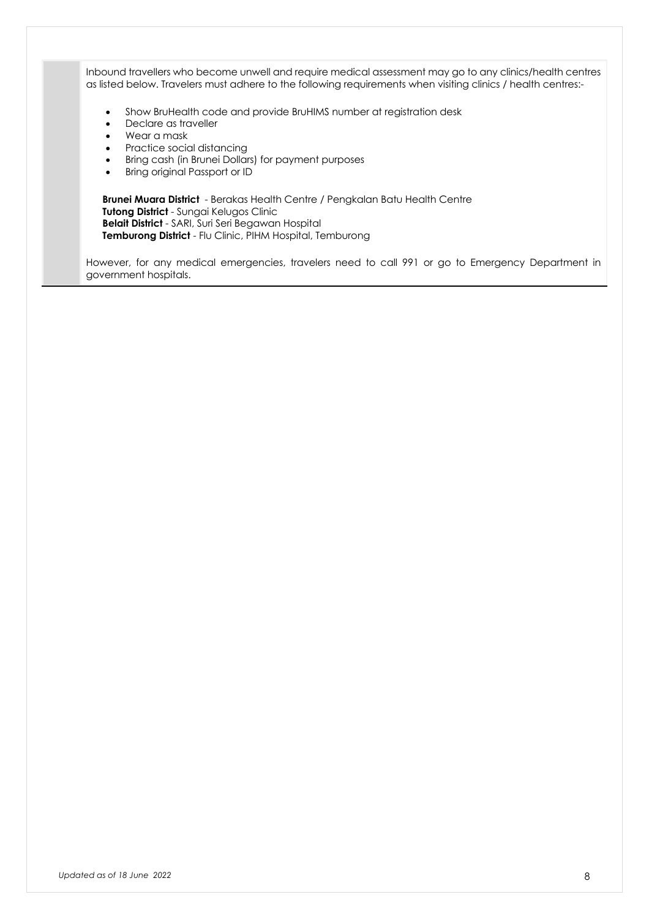Inbound travellers who become unwell and require medical assessment may go to any clinics/health centres as listed below. Travelers must adhere to the following requirements when visiting clinics / health centres:-

- Show BruHealth code and provide BruHIMS number at registration desk
- Declare as traveller
- Wear a mask
- Practice social distancing
- Bring cash (in Brunei Dollars) for payment purposes
- Bring original Passport or ID

**Brunei Muara District** - Berakas Health Centre / Pengkalan Batu Health Centre
**Tutong District** - Sungai Kelugos Clinic
**Belait District** - SARI, Suri Seri Begawan Hospital
**Temburong District** - Flu Clinic, PIHM Hospital, Temburong

However, for any medical emergencies, travelers need to call 991 or go to Emergency Department in government hospitals.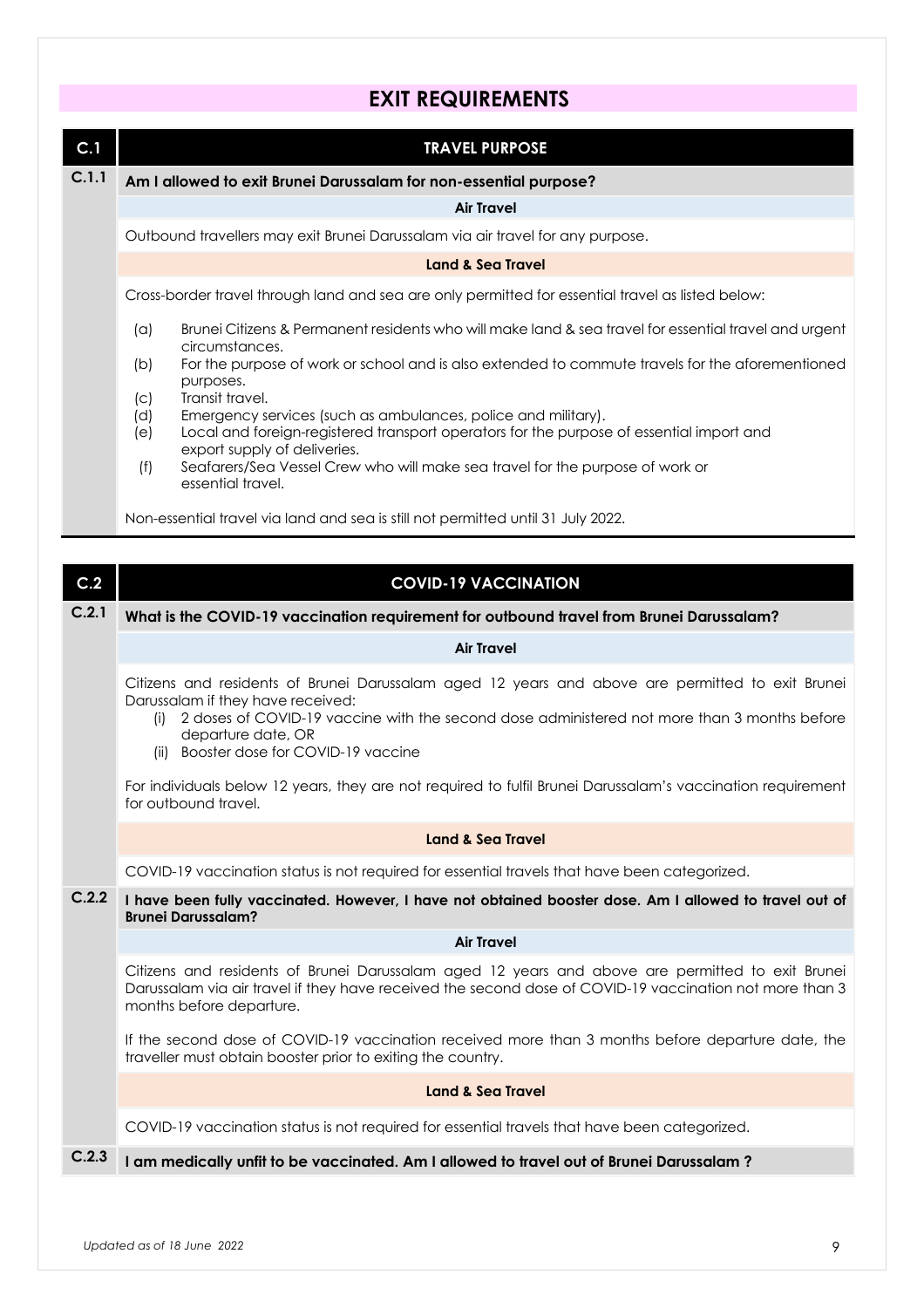# EXIT REQUIREMENTS

## C.1 TRAVEL PURPOSE

### C.1.1 Am I allowed to exit Brunei Darussalam for non-essential purpose?

**Air Travel**

Outbound travellers may exit Brunei Darussalam via air travel for any purpose.

**Land & Sea Travel**

Cross-border travel through land and sea are only permitted for essential travel as listed below:

(a) Brunei Citizens & Permanent residents who will make land & sea travel for essential travel and urgent circumstances.
(b) For the purpose of work or school and is also extended to commute travels for the aforementioned purposes.
(c) Transit travel.
(d) Emergency services (such as ambulances, police and military).
(e) Local and foreign-registered transport operators for the purpose of essential import and export supply of deliveries.
(f) Seafarers/Sea Vessel Crew who will make sea travel for the purpose of work or essential travel.

Non-essential travel via land and sea is still not permitted until 31 July 2022.

## C.2 COVID-19 VACCINATION

### C.2.1 What is the COVID-19 vaccination requirement for outbound travel from Brunei Darussalam?

**Air Travel**

Citizens and residents of Brunei Darussalam aged 12 years and above are permitted to exit Brunei Darussalam if they have received:

(i) 2 doses of COVID-19 vaccine with the second dose administered not more than 3 months before departure date, OR
(ii) Booster dose for COVID-19 vaccine

For individuals below 12 years, they are not required to fulfil Brunei Darussalam's vaccination requirement for outbound travel.

**Land & Sea Travel**

COVID-19 vaccination status is not required for essential travels that have been categorized.

### C.2.2 I have been fully vaccinated. However, I have not obtained booster dose. Am I allowed to travel out of Brunei Darussalam?

**Air Travel**

Citizens and residents of Brunei Darussalam aged 12 years and above are permitted to exit Brunei Darussalam via air travel if they have received the second dose of COVID-19 vaccination not more than 3 months before departure.

If the second dose of COVID-19 vaccination received more than 3 months before departure date, the traveller must obtain booster prior to exiting the country.

**Land & Sea Travel**

COVID-19 vaccination status is not required for essential travels that have been categorized.

### C.2.3 I am medically unfit to be vaccinated. Am I allowed to travel out of Brunei Darussalam ?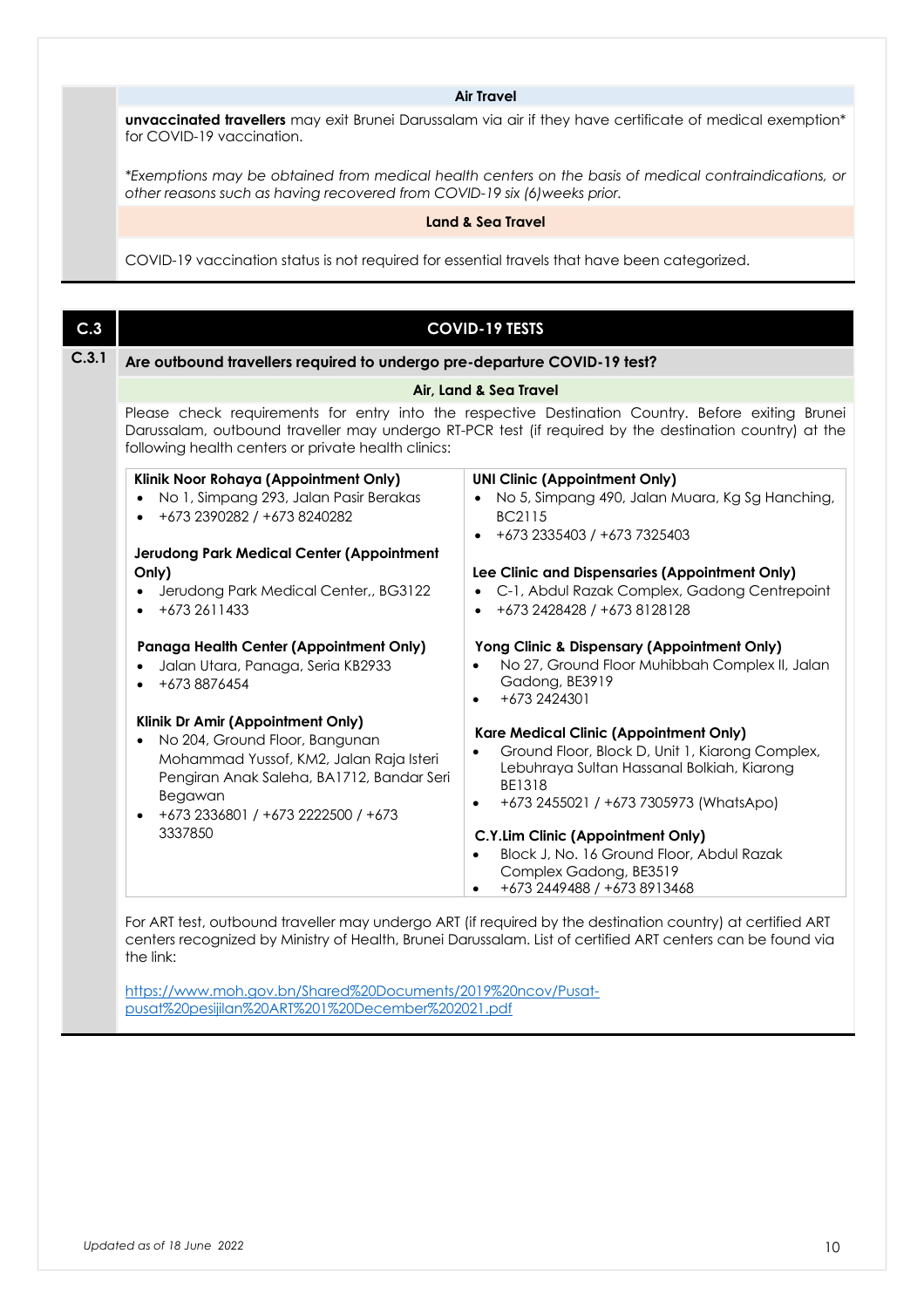**Air Travel**

**unvaccinated travellers** may exit Brunei Darussalam via air if they have certificate of medical exemption* for COVID-19 vaccination.

*Exemptions may be obtained from medical health centers on the basis of medical contraindications, or other reasons such as having recovered from COVID-19 six (6)weeks prior.*

**Land & Sea Travel**

COVID-19 vaccination status is not required for essential travels that have been categorized.

## C.3 COVID-19 TESTS

### C.3.1 Are outbound travellers required to undergo pre-departure COVID-19 test?

**Air, Land & Sea Travel**

Please check requirements for entry into the respective Destination Country. Before exiting Brunei Darussalam, outbound traveller may undergo RT-PCR test (if required by the destination country) at the following health centers or private health clinics:

**Klinik Noor Rohaya (Appointment Only)**
- No 1, Simpang 293, Jalan Pasir Berakas
- +673 2390282 / +673 8240282

**Jerudong Park Medical Center (Appointment Only)**
- Jerudong Park Medical Center,, BG3122
- +673 2611433

**Panaga Health Center (Appointment Only)**
- Jalan Utara, Panaga, Seria KB2933
- +673 8876454

**Klinik Dr Amir (Appointment Only)**
- No 204, Ground Floor, Bangunan Mohammad Yussof, KM2, Jalan Raja Isteri Pengiran Anak Saleha, BA1712, Bandar Seri Begawan
- +673 2336801 / +673 2222500 / +673 3337850

**UNI Clinic (Appointment Only)**
- No 5, Simpang 490, Jalan Muara, Kg Sg Hanching, BC2115
- +673 2335403 / +673 7325403

**Lee Clinic and Dispensaries (Appointment Only)**
- C-1, Abdul Razak Complex, Gadong Centrepoint
- +673 2428428 / +673 8128128

**Yong Clinic & Dispensary (Appointment Only)**
- No 27, Ground Floor Muhibbah Complex II, Jalan Gadong, BE3919
- +673 2424301

**Kare Medical Clinic (Appointment Only)**
- Ground Floor, Block D, Unit 1, Kiarong Complex, Lebuhraya Sultan Hassanal Bolkiah, Kiarong BE1318
- +673 2455021 / +673 7305973 (WhatsApo)

**C.Y.Lim Clinic (Appointment Only)**
- Block J, No. 16 Ground Floor, Abdul Razak Complex Gadong, BE3519
- +673 2449488 / +673 8913468

For ART test, outbound traveller may undergo ART (if required by the destination country) at certified ART centers recognized by Ministry of Health, Brunei Darussalam. List of certified ART centers can be found via the link:

https://www.moh.gov.bn/Shared%20Documents/2019%20ncov/Pusat-pusat%20pesijilan%20ART%201%20December%202021.pdf

*Updated as of 18 June 2022*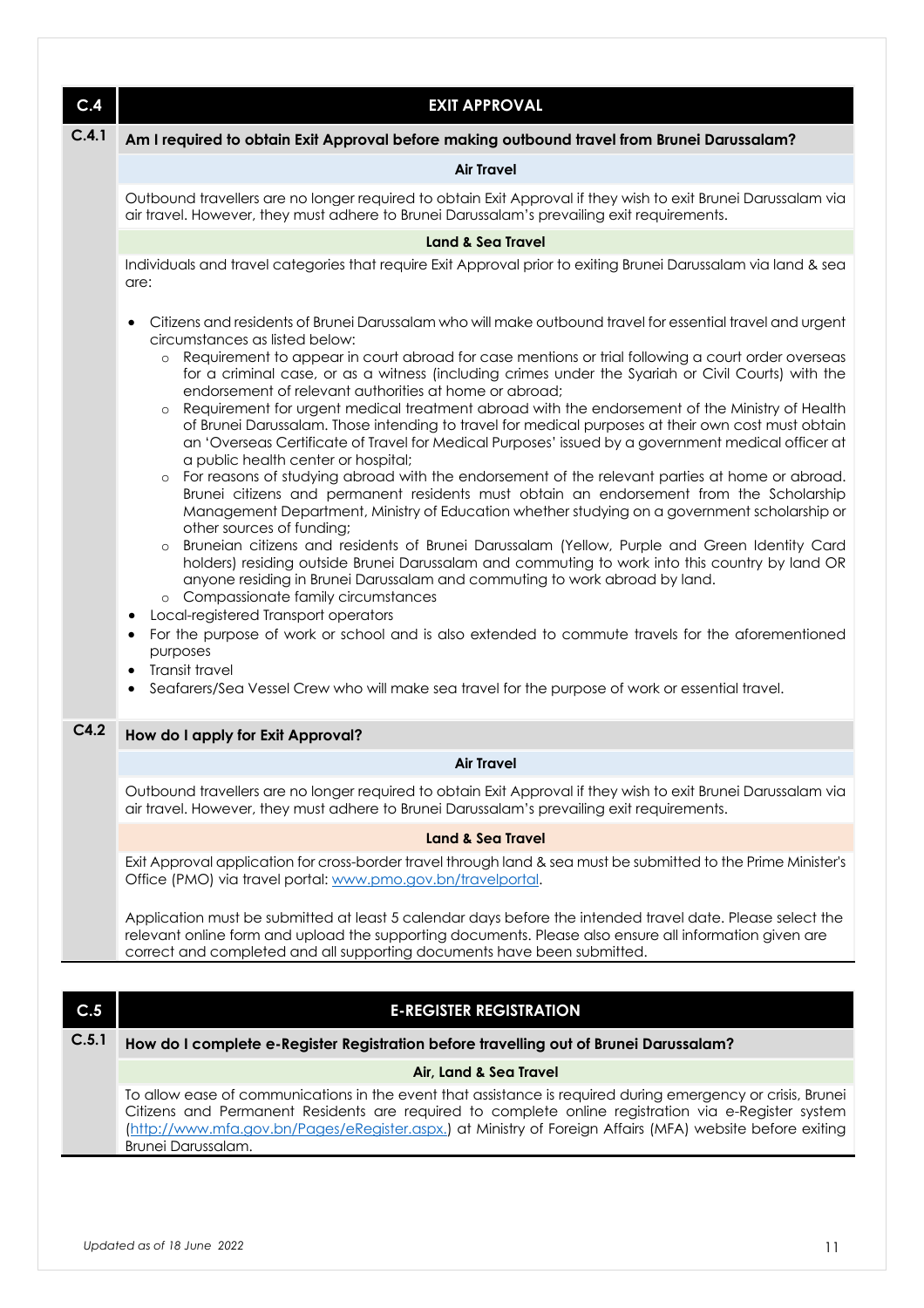## C.4 EXIT APPROVAL

### C.4.1 Am I required to obtain Exit Approval before making outbound travel from Brunei Darussalam?

**Air Travel**

Outbound travellers are no longer required to obtain Exit Approval if they wish to exit Brunei Darussalam via air travel. However, they must adhere to Brunei Darussalam's prevailing exit requirements.

**Land & Sea Travel**

Individuals and travel categories that require Exit Approval prior to exiting Brunei Darussalam via land & sea are:

- Citizens and residents of Brunei Darussalam who will make outbound travel for essential travel and urgent circumstances as listed below:
  - Requirement to appear in court abroad for case mentions or trial following a court order overseas for a criminal case, or as a witness (including crimes under the Syariah or Civil Courts) with the endorsement of relevant authorities at home or abroad;
  - Requirement for urgent medical treatment abroad with the endorsement of the Ministry of Health of Brunei Darussalam. Those intending to travel for medical purposes at their own cost must obtain an 'Overseas Certificate of Travel for Medical Purposes' issued by a government medical officer at a public health center or hospital;
  - For reasons of studying abroad with the endorsement of the relevant parties at home or abroad. Brunei citizens and permanent residents must obtain an endorsement from the Scholarship Management Department, Ministry of Education whether studying on a government scholarship or other sources of funding;
  - Bruneian citizens and residents of Brunei Darussalam (Yellow, Purple and Green Identity Card holders) residing outside Brunei Darussalam and commuting to work into this country by land OR anyone residing in Brunei Darussalam and commuting to work abroad by land.
  - Compassionate family circumstances
- Local-registered Transport operators
- For the purpose of work or school and is also extended to commute travels for the aforementioned purposes
- Transit travel
- Seafarers/Sea Vessel Crew who will make sea travel for the purpose of work or essential travel.

### C4.2 How do I apply for Exit Approval?

**Air Travel**

Outbound travellers are no longer required to obtain Exit Approval if they wish to exit Brunei Darussalam via air travel. However, they must adhere to Brunei Darussalam's prevailing exit requirements.

**Land & Sea Travel**

Exit Approval application for cross-border travel through land & sea must be submitted to the Prime Minister's Office (PMO) via travel portal: [www.pmo.gov.bn/travelportal](www.pmo.gov.bn/travelportal).

Application must be submitted at least 5 calendar days before the intended travel date. Please select the relevant online form and upload the supporting documents. Please also ensure all information given are correct and completed and all supporting documents have been submitted.

## C.5 E-REGISTER REGISTRATION

### C.5.1 How do I complete e-Register Registration before travelling out of Brunei Darussalam?

**Air, Land & Sea Travel**

To allow ease of communications in the event that assistance is required during emergency or crisis, Brunei Citizens and Permanent Residents are required to complete online registration via e-Register system ([http://www.mfa.gov.bn/Pages/eRegister.aspx.](http://www.mfa.gov.bn/Pages/eRegister.aspx)) at Ministry of Foreign Affairs (MFA) website before exiting Brunei Darussalam.

*Updated as of 18 June 2022*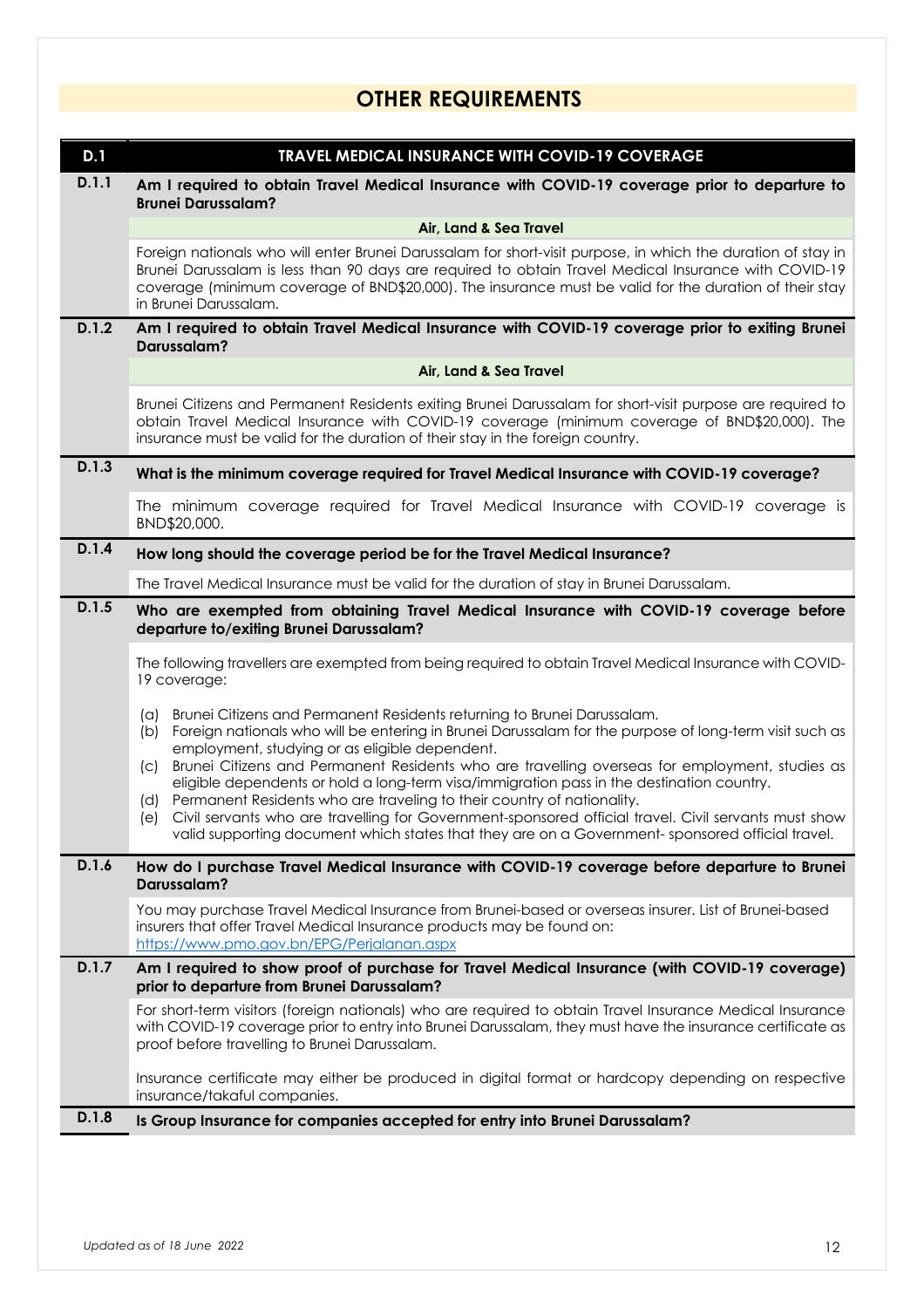# OTHER REQUIREMENTS

## D.1 TRAVEL MEDICAL INSURANCE WITH COVID-19 COVERAGE

### D.1.1 Am I required to obtain Travel Medical Insurance with COVID-19 coverage prior to departure to Brunei Darussalam?

**Air, Land & Sea Travel**

Foreign nationals who will enter Brunei Darussalam for short-visit purpose, in which the duration of stay in Brunei Darussalam is less than 90 days are required to obtain Travel Medical Insurance with COVID-19 coverage (minimum coverage of BND$20,000). The insurance must be valid for the duration of their stay in Brunei Darussalam.

### D.1.2 Am I required to obtain Travel Medical Insurance with COVID-19 coverage prior to exiting Brunei Darussalam?

**Air, Land & Sea Travel**

Brunei Citizens and Permanent Residents exiting Brunei Darussalam for short-visit purpose are required to obtain Travel Medical Insurance with COVID-19 coverage (minimum coverage of BND$20,000). The insurance must be valid for the duration of their stay in the foreign country.

### D.1.3 What is the minimum coverage required for Travel Medical Insurance with COVID-19 coverage?

The minimum coverage required for Travel Medical Insurance with COVID-19 coverage is BND$20,000.

### D.1.4 How long should the coverage period be for the Travel Medical Insurance?

The Travel Medical Insurance must be valid for the duration of stay in Brunei Darussalam.

### D.1.5 Who are exempted from obtaining Travel Medical Insurance with COVID-19 coverage before departure to/exiting Brunei Darussalam?

The following travellers are exempted from being required to obtain Travel Medical Insurance with COVID-19 coverage:

(a) Brunei Citizens and Permanent Residents returning to Brunei Darussalam.
(b) Foreign nationals who will be entering in Brunei Darussalam for the purpose of long-term visit such as employment, studying or as eligible dependent.
(c) Brunei Citizens and Permanent Residents who are travelling overseas for employment, studies as eligible dependents or hold a long-term visa/immigration pass in the destination country.
(d) Permanent Residents who are traveling to their country of nationality.
(e) Civil servants who are travelling for Government-sponsored official travel. Civil servants must show valid supporting document which states that they are on a Government- sponsored official travel.

### D.1.6 How do I purchase Travel Medical Insurance with COVID-19 coverage before departure to Brunei Darussalam?

You may purchase Travel Medical Insurance from Brunei-based or overseas insurer. List of Brunei-based insurers that offer Travel Medical Insurance products may be found on:
https://www.pmo.gov.bn/EPG/Perjalanan.aspx

### D.1.7 Am I required to show proof of purchase for Travel Medical Insurance (with COVID-19 coverage) prior to departure from Brunei Darussalam?

For short-term visitors (foreign nationals) who are required to obtain Travel Insurance Medical Insurance with COVID-19 coverage prior to entry into Brunei Darussalam, they must have the insurance certificate as proof before travelling to Brunei Darussalam.

Insurance certificate may either be produced in digital format or hardcopy depending on respective insurance/takaful companies.

### D.1.8 Is Group Insurance for companies accepted for entry into Brunei Darussalam?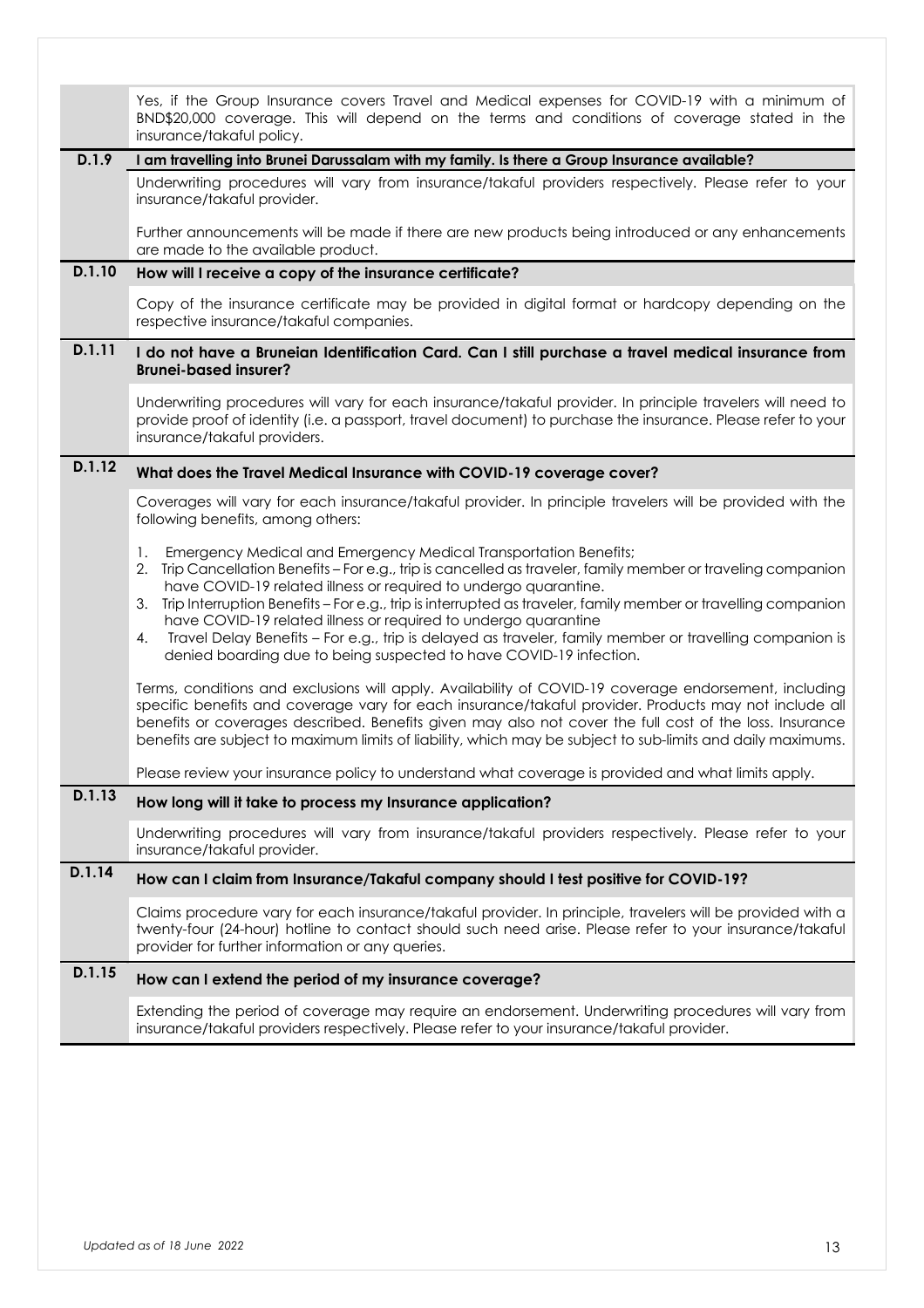Yes, if the Group Insurance covers Travel and Medical expenses for COVID-19 with a minimum of BND$20,000 coverage. This will depend on the terms and conditions of coverage stated in the insurance/takaful policy.

**D.1.9 I am travelling into Brunei Darussalam with my family. Is there a Group Insurance available?**

Underwriting procedures will vary from insurance/takaful providers respectively. Please refer to your insurance/takaful provider.

Further announcements will be made if there are new products being introduced or any enhancements are made to the available product.

**D.1.10 How will I receive a copy of the insurance certificate?**

Copy of the insurance certificate may be provided in digital format or hardcopy depending on the respective insurance/takaful companies.

**D.1.11 I do not have a Bruneian Identification Card. Can I still purchase a travel medical insurance from Brunei-based insurer?**

Underwriting procedures will vary for each insurance/takaful provider. In principle travelers will need to provide proof of identity (i.e. a passport, travel document) to purchase the insurance. Please refer to your insurance/takaful providers.

**D.1.12 What does the Travel Medical Insurance with COVID-19 coverage cover?**

Coverages will vary for each insurance/takaful provider. In principle travelers will be provided with the following benefits, among others:

1. Emergency Medical and Emergency Medical Transportation Benefits;
2. Trip Cancellation Benefits – For e.g., trip is cancelled as traveler, family member or traveling companion have COVID-19 related illness or required to undergo quarantine.
3. Trip Interruption Benefits – For e.g., trip is interrupted as traveler, family member or travelling companion have COVID-19 related illness or required to undergo quarantine
4. Travel Delay Benefits – For e.g., trip is delayed as traveler, family member or travelling companion is denied boarding due to being suspected to have COVID-19 infection.

Terms, conditions and exclusions will apply. Availability of COVID-19 coverage endorsement, including specific benefits and coverage vary for each insurance/takaful provider. Products may not include all benefits or coverages described. Benefits given may also not cover the full cost of the loss. Insurance benefits are subject to maximum limits of liability, which may be subject to sub-limits and daily maximums.

Please review your insurance policy to understand what coverage is provided and what limits apply.

**D.1.13 How long will it take to process my Insurance application?**

Underwriting procedures will vary from insurance/takaful providers respectively. Please refer to your insurance/takaful provider.

**D.1.14 How can I claim from Insurance/Takaful company should I test positive for COVID-19?**

Claims procedure vary for each insurance/takaful provider. In principle, travelers will be provided with a twenty-four (24-hour) hotline to contact should such need arise. Please refer to your insurance/takaful provider for further information or any queries.

**D.1.15 How can I extend the period of my insurance coverage?**

Extending the period of coverage may require an endorsement. Underwriting procedures will vary from insurance/takaful providers respectively. Please refer to your insurance/takaful provider.

*Updated as of 18 June 2022*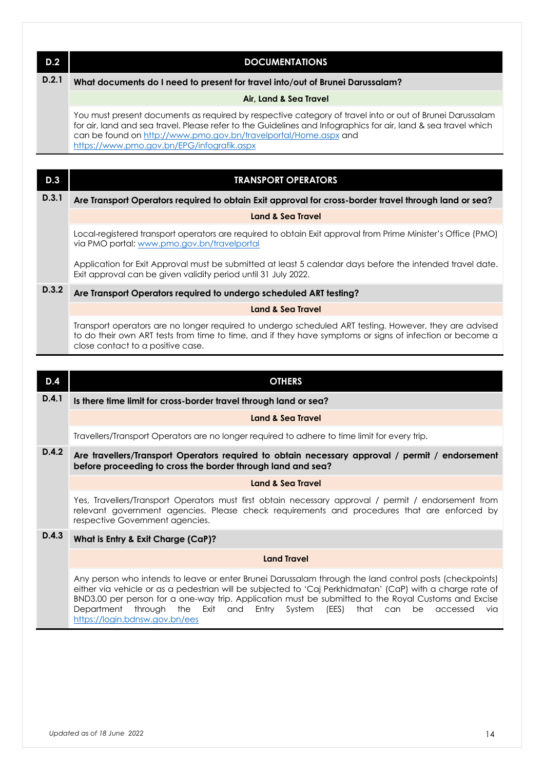## D.2 DOCUMENTATIONS

### D.2.1 What documents do I need to present for travel into/out of Brunei Darussalam?

**Air, Land & Sea Travel**

You must present documents as required by respective category of travel into or out of Brunei Darussalam for air, land and sea travel. Please refer to the Guidelines and Infographics for air, land & sea travel which can be found on http://www.pmo.gov.bn/travelportal/Home.aspx and https://www.pmo.gov.bn/EPG/infografik.aspx

## D.3 TRANSPORT OPERATORS

### D.3.1 Are Transport Operators required to obtain Exit approval for cross-border travel through land or sea?

**Land & Sea Travel**

Local-registered transport operators are required to obtain Exit approval from Prime Minister's Office (PMO) via PMO portal: www.pmo.gov.bn/travelportal

Application for Exit Approval must be submitted at least 5 calendar days before the intended travel date. Exit approval can be given validity period until 31 July 2022.

### D.3.2 Are Transport Operators required to undergo scheduled ART testing?

**Land & Sea Travel**

Transport operators are no longer required to undergo scheduled ART testing. However, they are advised to do their own ART tests from time to time, and if they have symptoms or signs of infection or become a close contact to a positive case.

## D.4 OTHERS

### D.4.1 Is there time limit for cross-border travel through land or sea?

**Land & Sea Travel**

Travellers/Transport Operators are no longer required to adhere to time limit for every trip.

### D.4.2 Are travellers/Transport Operators required to obtain necessary approval / permit / endorsement before proceeding to cross the border through land and sea?

**Land & Sea Travel**

Yes, Travellers/Transport Operators must first obtain necessary approval / permit / endorsement from relevant government agencies. Please check requirements and procedures that are enforced by respective Government agencies.

### D.4.3 What is Entry & Exit Charge (CaP)?

**Land Travel**

Any person who intends to leave or enter Brunei Darussalam through the land control posts (checkpoints) either via vehicle or as a pedestrian will be subjected to 'Caj Perkhidmatan' (CaP) with a charge rate of BND3.00 per person for a one-way trip. Application must be submitted to the Royal Customs and Excise Department through the Exit and Entry System (EES) that can be accessed via https://login.bdnsw.gov.bn/ees

*Updated as of 18 June 2022*